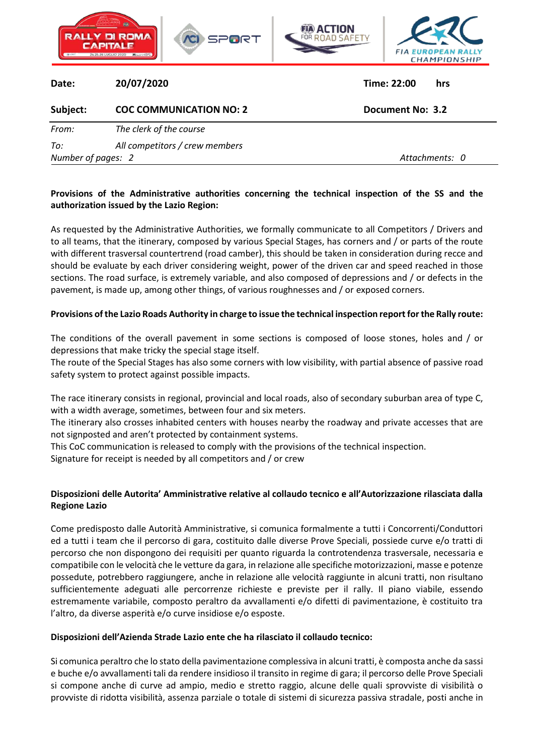| | | | |
|---|---|---|---|
| **Date:** | **20/07/2020** | **Time: 22:00** | **hrs** |
| **Subject:** | **COC COMMUNICATION NO: 2** | **Document No: 3.2** | |

*From:* *The clerk of the course*

*To:* *All competitors / crew members*

*Number of pages: 2* *Attachments: 0*

**Provisions of the Administrative authorities concerning the technical inspection of the SS and the authorization issued by the Lazio Region:**

As requested by the Administrative Authorities, we formally communicate to all Competitors / Drivers and to all teams, that the itinerary, composed by various Special Stages, has corners and / or parts of the route with different trasversal countertrend (road camber), this should be taken in consideration during recce and should be evaluate by each driver considering weight, power of the driven car and speed reached in those sections. The road surface, is extremely variable, and also composed of depressions and / or defects in the pavement, is made up, among other things, of various roughnesses and / or exposed corners.

**Provisions of the Lazio Roads Authority in charge to issue the technical inspection report for the Rally route:**

The conditions of the overall pavement in some sections is composed of loose stones, holes and / or depressions that make tricky the special stage itself.
The route of the Special Stages has also some corners with low visibility, with partial absence of passive road safety system to protect against possible impacts.

The race itinerary consists in regional, provincial and local roads, also of secondary suburban area of type C, with a width average, sometimes, between four and six meters.
The itinerary also crosses inhabited centers with houses nearby the roadway and private accesses that are not signposted and aren't protected by containment systems.
This CoC communication is released to comply with the provisions of the technical inspection.
Signature for receipt is needed by all competitors and / or crew

**Disposizioni delle Autorita' Amministrative relative al collaudo tecnico e all'Autorizzazione rilasciata dalla Regione Lazio**

Come predisposto dalle Autorità Amministrative, si comunica formalmente a tutti i Concorrenti/Conduttori ed a tutti i team che il percorso di gara, costituito dalle diverse Prove Speciali, possiede curve e/o tratti di percorso che non dispongono dei requisiti per quanto riguarda la controtendenza trasversale, necessaria e compatibile con le velocità che le vetture da gara, in relazione alle specifiche motorizzazioni, masse e potenze possedute, potrebbero raggiungere, anche in relazione alle velocità raggiunte in alcuni tratti, non risultano sufficientemente adeguati alle percorrenze richieste e previste per il rally. Il piano viabile, essendo estremamente variabile, composto peraltro da avvallamenti e/o difetti di pavimentazione, è costituito tra l'altro, da diverse asperità e/o curve insidiose e/o esposte.

**Disposizioni dell'Azienda Strade Lazio ente che ha rilasciato il collaudo tecnico:**

Si comunica peraltro che lo stato della pavimentazione complessiva in alcuni tratti, è composta anche da sassi e buche e/o avvallamenti tali da rendere insidioso il transito in regime di gara; il percorso delle Prove Speciali si compone anche di curve ad ampio, medio e stretto raggio, alcune delle quali sprovviste di visibilità o provviste di ridotta visibilità, assenza parziale o totale di sistemi di sicurezza passiva stradale, posti anche in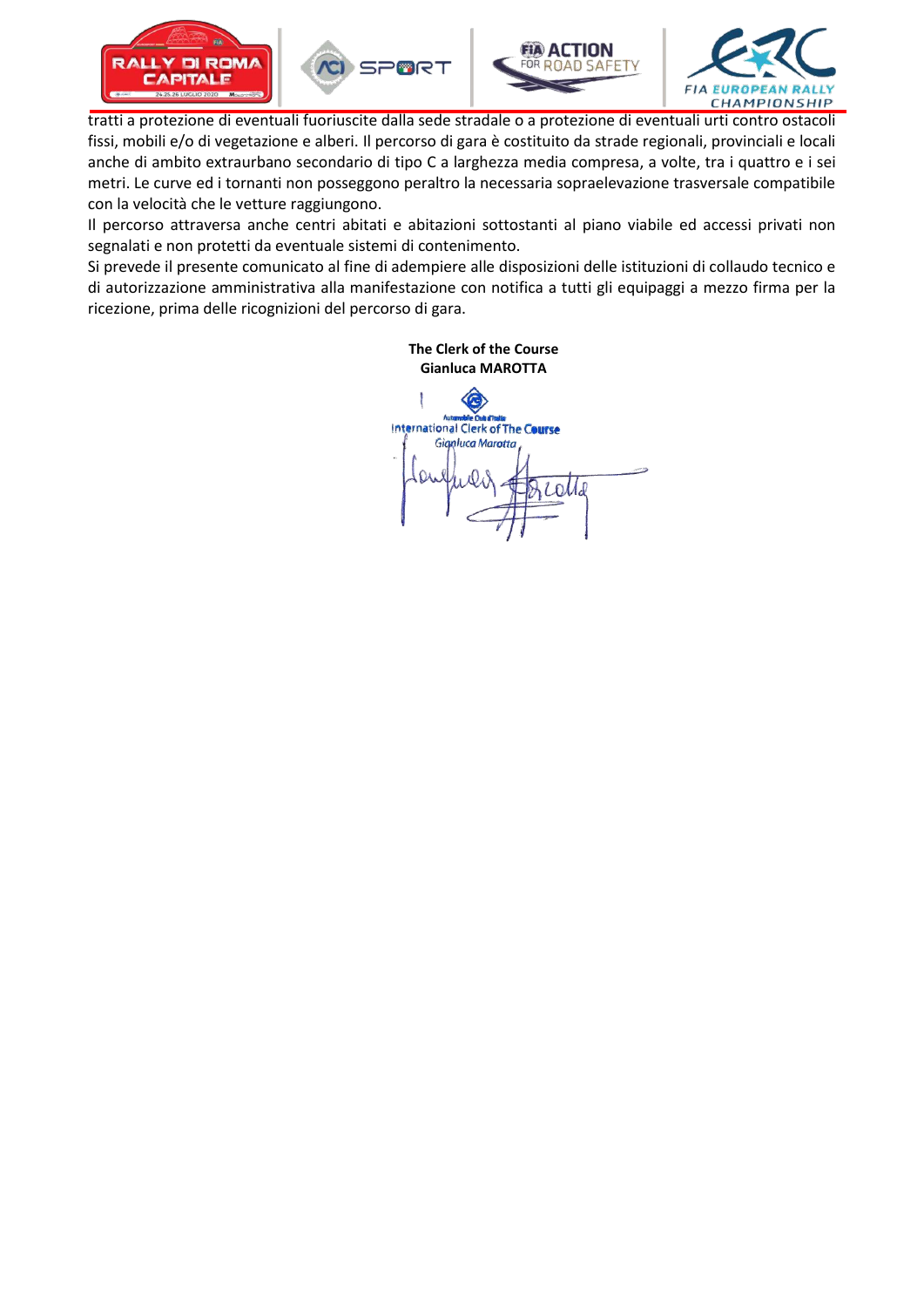tratti a protezione di eventuali fuoriuscite dalla sede stradale o a protezione di eventuali urti contro ostacoli fissi, mobili e/o di vegetazione e alberi. Il percorso di gara è costituito da strade regionali, provinciali e locali anche di ambito extraurbano secondario di tipo C a larghezza media compresa, a volte, tra i quattro e i sei metri. Le curve ed i tornanti non posseggono peraltro la necessaria sopraelevazione trasversale compatibile con la velocità che le vetture raggiungono.

Il percorso attraversa anche centri abitati e abitazioni sottostanti al piano viabile ed accessi privati non segnalati e non protetti da eventuale sistemi di contenimento.

Si prevede il presente comunicato al fine di adempiere alle disposizioni delle istituzioni di collaudo tecnico e di autorizzazione amministrativa alla manifestazione con notifica a tutti gli equipaggi a mezzo firma per la ricezione, prima delle ricognizioni del percorso di gara.

**The Clerk of the Course**
**Gianluca MAROTTA**

Automobile Club d'Italia
International Clerk of The Course
Gianluca Marotta